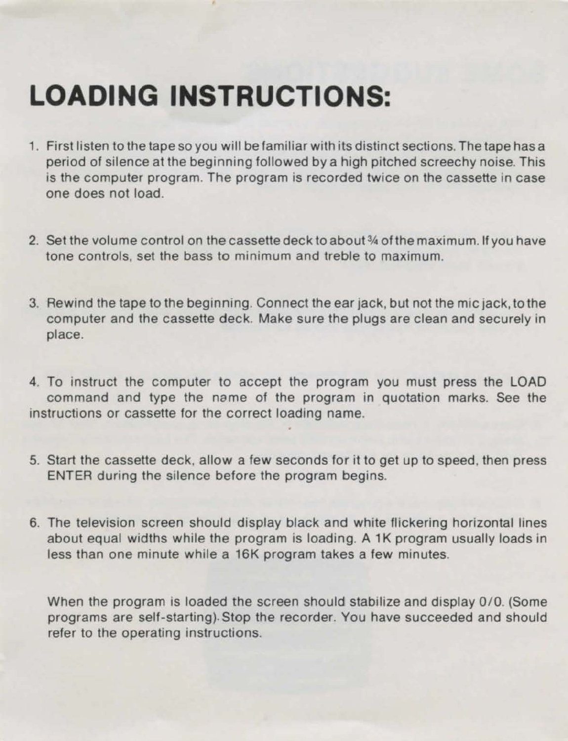# LOADING INSTRUCTIONS:

1. First listen to the tape so you will be familiar with its distinct sections. The tape has a period of silence at the beginning followed by a high pitched screechy noise. This is the computer program. The program is recorded twice on the cassette in case one does not load.

2. Set the volume control on the cassette deck to about ¾ of the maximum. If you have tone controls, set the bass to minimum and treble to maximum.

3. Rewind the tape to the beginning. Connect the ear jack, but not the mic jack, to the computer and the cassette deck. Make sure the plugs are clean and securely in place.

4. To instruct the computer to accept the program you must press the LOAD command and type the name of the program in quotation marks. See the instructions or cassette for the correct loading name.

5. Start the cassette deck, allow a few seconds for it to get up to speed, then press ENTER during the silence before the program begins.

6. The television screen should display black and white flickering horizontal lines about equal widths while the program is loading. A 1K program usually loads in less than one minute while a 16K program takes a few minutes.

   When the program is loaded the screen should stabilize and display 0/0. (Some programs are self-starting). Stop the recorder. You have succeeded and should refer to the operating instructions.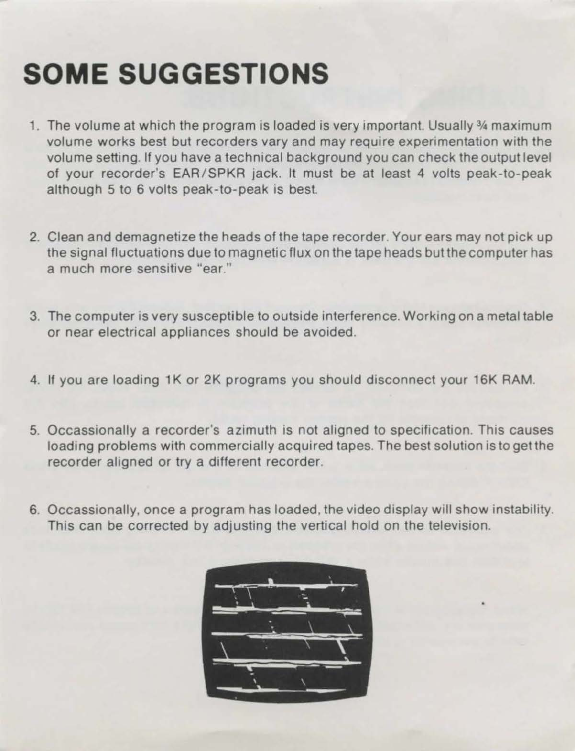# SOME SUGGESTIONS

1. The volume at which the program is loaded is very important. Usually ¾ maximum volume works best but recorders vary and may require experimentation with the volume setting. If you have a technical background you can check the output level of your recorder's EAR/SPKR jack. It must be at least 4 volts peak-to-peak although 5 to 6 volts peak-to-peak is best.

2. Clean and demagnetize the heads of the tape recorder. Your ears may not pick up the signal fluctuations due to magnetic flux on the tape heads but the computer has a much more sensitive "ear."

3. The computer is very susceptible to outside interference. Working on a metal table or near electrical appliances should be avoided.

4. If you are loading 1K or 2K programs you should disconnect your 16K RAM.

5. Occassionally a recorder's azimuth is not aligned to specification. This causes loading problems with commercially acquired tapes. The best solution is to get the recorder aligned or try a different recorder.

6. Occassionally, once a program has loaded, the video display will show instability. This can be corrected by adjusting the vertical hold on the television.